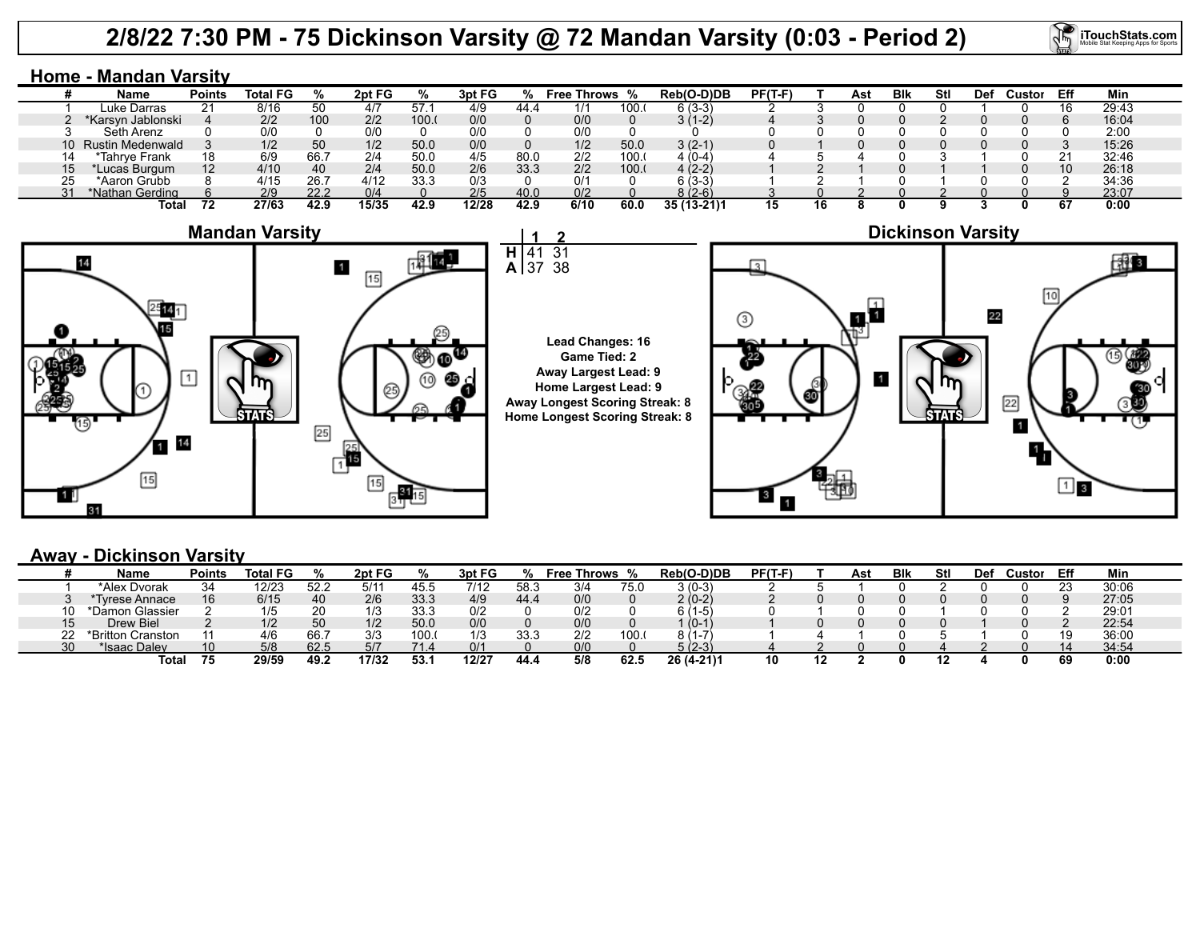# 2/8/22 7:30 PM - 75 Dickinson Varsity @ 72 Mandan Varsity (0:03 - Period 2)

## Home - Mandan Varsity

| # | Name | Points | Total FG | % | 2pt FG | % | 3pt FG | % | Free Throws | % | Reb(O-D)DB | PF(T-F) | T | Ast | Blk | Stl | Def | Custor | Eff | Min |
|---|---|---|---|---|---|---|---|---|---|---|---|---|---|---|---|---|---|---|---|---|
| 1 | Luke Darras | 21 | 8/16 | 50 | 4/7 | 57.1 | 4/9 | 44.4 | 1/1 | 100.( | 6 (3-3) | 2 | 3 | 0 | 0 | 0 | 1 | 0 | 16 | 29:43 |
| 2 | *Karsyn Jablonski | 4 | 2/2 | 100 | 2/2 | 100.( | 0/0 | 0 | 0/0 | 0 | 3 (1-2) | 4 | 3 | 0 | 0 | 2 | 0 | 0 | 6 | 16:04 |
| 3 | Seth Arenz | 0 | 0/0 | 0 | 0/0 | 0 | 0/0 | 0 | 0/0 | 0 | 0 | 0 | 0 | 0 | 0 | 0 | 0 | 0 | 0 | 2:00 |
| 10 | Rustin Medenwald | 3 | 1/2 | 50 | 1/2 | 50.0 | 0/0 | 0 | 1/2 | 50.0 | 3 (2-1) | 0 | 1 | 0 | 0 | 0 | 0 | 0 | 3 | 15:26 |
| 14 | *Tahrye Frank | 18 | 6/9 | 66.7 | 2/4 | 50.0 | 4/5 | 80.0 | 2/2 | 100.( | 4 (0-4) | 4 | 5 | 4 | 0 | 3 | 1 | 0 | 21 | 32:46 |
| 15 | *Lucas Burgum | 12 | 4/10 | 40 | 2/4 | 50.0 | 2/6 | 33.3 | 2/2 | 100.( | 4 (2-2) | 1 | 2 | 1 | 0 | 1 | 1 | 0 | 10 | 26:18 |
| 25 | *Aaron Grubb | 8 | 4/15 | 26.7 | 4/12 | 33.3 | 0/3 | 0 | 0/1 | 0 | 6 (3-3) | 1 | 2 | 1 | 0 | 1 | 0 | 0 | 2 | 34:36 |
| 31 | *Nathan Gerding | 6 | 2/9 | 22.2 | 0/4 | 0 | 2/5 | 40.0 | 0/2 | 0 | 8 (2-6) | 3 | 0 | 2 | 0 | 2 | 0 | 0 | 9 | 23:07 |
| | Total | 72 | 27/63 | 42.9 | 15/35 | 42.9 | 12/28 | 42.9 | 6/10 | 60.0 | 35 (13-21)1 | 15 | 16 | 8 | 0 | 9 | 3 | 0 | 67 | 0:00 |

Mandan Varsity

| | 1 | 2 |
|---|---|---|
| H | 41 | 31 |
| A | 37 | 38 |

Dickinson Varsity

Lead Changes: 16
Game Tied: 2
Away Largest Lead: 9
Home Largest Lead: 9
Away Longest Scoring Streak: 8
Home Longest Scoring Streak: 8

## Away - Dickinson Varsity

| # | Name | Points | Total FG | % | 2pt FG | % | 3pt FG | % | Free Throws | % | Reb(O-D)DB | PF(T-F) | T | Ast | Blk | Stl | Def | Custor | Eff | Min |
|---|---|---|---|---|---|---|---|---|---|---|---|---|---|---|---|---|---|---|---|---|
| 1 | *Alex Dvorak | 34 | 12/23 | 52.2 | 5/11 | 45.5 | 7/12 | 58.3 | 3/4 | 75.0 | 3 (0-3) | 2 | 5 | 1 | 0 | 2 | 0 | 0 | 23 | 30:06 |
| 3 | *Tyrese Annace | 16 | 6/15 | 40 | 2/6 | 33.3 | 4/9 | 44.4 | 0/0 | 0 | 2 (0-2) | 2 | 0 | 0 | 0 | 0 | 0 | 0 | 9 | 27:05 |
| 10 | *Damon Glassier | 2 | 1/5 | 20 | 1/3 | 33.3 | 0/2 | 0 | 0/2 | 0 | 6 (1-5) | 0 | 1 | 0 | 0 | 1 | 0 | 0 | 2 | 29:01 |
| 15 | Drew Biel | 2 | 1/2 | 50 | 1/2 | 50.0 | 0/0 | 0 | 0/0 | 0 | 1 (0-1) | 1 | 0 | 0 | 0 | 0 | 1 | 0 | 2 | 22:54 |
| 22 | *Britton Cranston | 11 | 4/6 | 66.7 | 3/3 | 100.( | 1/3 | 33.3 | 2/2 | 100.( | 8 (1-7) | 1 | 4 | 1 | 0 | 5 | 1 | 0 | 19 | 36:00 |
| 30 | *Isaac Daley | 10 | 5/8 | 62.5 | 5/7 | 71.4 | 0/1 | 0 | 0/0 | 0 | 5 (2-3) | 4 | 2 | 0 | 0 | 4 | 2 | 0 | 14 | 34:54 |
| | Total | 75 | 29/59 | 49.2 | 17/32 | 53.1 | 12/27 | 44.4 | 5/8 | 62.5 | 26 (4-21)1 | 10 | 12 | 2 | 0 | 12 | 4 | 0 | 69 | 0:00 |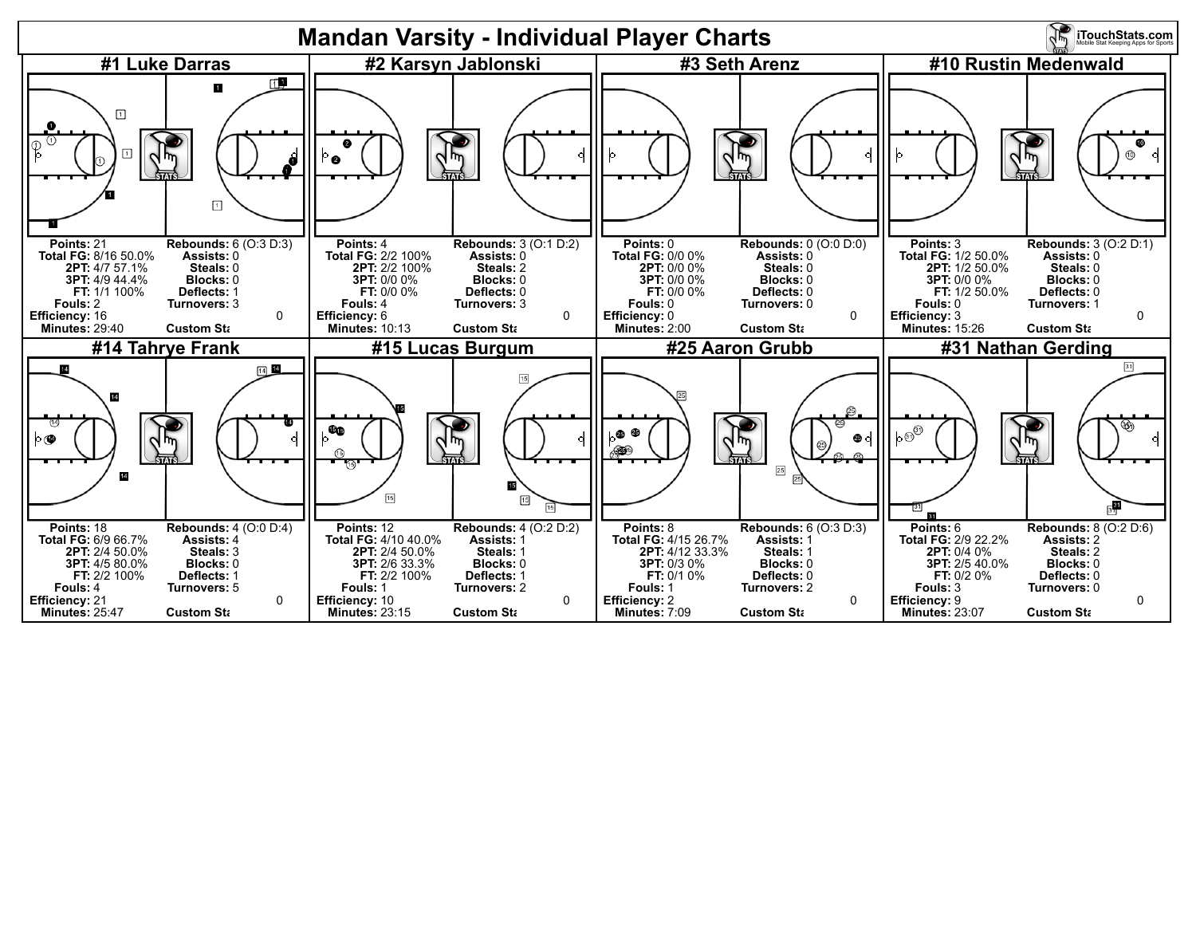# Mandan Varsity - Individual Player Charts

## #1 Luke Darras

| | | | |
|---|---|---|---|
| **Points:** | 21 | **Rebounds:** | 6 (O:3 D:3) |
| **Total FG:** | 8/16 50.0% | **Assists:** | 0 |
| **2PT:** | 4/7 57.1% | **Steals:** | 0 |
| **3PT:** | 4/9 44.4% | **Blocks:** | 0 |
| **FT:** | 1/1 100% | **Deflects:** | 1 |
| **Fouls:** | 2 | **Turnovers:** | 3 |
| **Efficiency:** | 16 | | 0 |
| **Minutes:** | 29:40 | **Custom Sta** | |

## #2 Karsyn Jablonski

| | | | |
|---|---|---|---|
| **Points:** | 4 | **Rebounds:** | 3 (O:1 D:2) |
| **Total FG:** | 2/2 100% | **Assists:** | 0 |
| **2PT:** | 2/2 100% | **Steals:** | 2 |
| **3PT:** | 0/0 0% | **Blocks:** | 0 |
| **FT:** | 0/0 0% | **Deflects:** | 0 |
| **Fouls:** | 4 | **Turnovers:** | 3 |
| **Efficiency:** | 6 | | 0 |
| **Minutes:** | 10:13 | **Custom Sta** | |

## #3 Seth Arenz

| | | | |
|---|---|---|---|
| **Points:** | 0 | **Rebounds:** | 0 (O:0 D:0) |
| **Total FG:** | 0/0 0% | **Assists:** | 0 |
| **2PT:** | 0/0 0% | **Steals:** | 0 |
| **3PT:** | 0/0 0% | **Blocks:** | 0 |
| **FT:** | 0/0 0% | **Deflects:** | 0 |
| **Fouls:** | 0 | **Turnovers:** | 0 |
| **Efficiency:** | 0 | | 0 |
| **Minutes:** | 2:00 | **Custom Sta** | |

## #10 Rustin Medenwald

| | | | |
|---|---|---|---|
| **Points:** | 3 | **Rebounds:** | 3 (O:2 D:1) |
| **Total FG:** | 1/2 50.0% | **Assists:** | 0 |
| **2PT:** | 1/2 50.0% | **Steals:** | 0 |
| **3PT:** | 0/0 0% | **Blocks:** | 0 |
| **FT:** | 1/2 50.0% | **Deflects:** | 0 |
| **Fouls:** | 0 | **Turnovers:** | 1 |
| **Efficiency:** | 3 | | 0 |
| **Minutes:** | 15:26 | **Custom Sta** | |

## #14 Tahrye Frank

| | | | |
|---|---|---|---|
| **Points:** | 18 | **Rebounds:** | 4 (O:0 D:4) |
| **Total FG:** | 6/9 66.7% | **Assists:** | 4 |
| **2PT:** | 2/4 50.0% | **Steals:** | 3 |
| **3PT:** | 4/5 80.0% | **Blocks:** | 0 |
| **FT:** | 2/2 100% | **Deflects:** | 1 |
| **Fouls:** | 4 | **Turnovers:** | 5 |
| **Efficiency:** | 21 | | 0 |
| **Minutes:** | 25:47 | **Custom Sta** | |

## #15 Lucas Burgum

| | | | |
|---|---|---|---|
| **Points:** | 12 | **Rebounds:** | 4 (O:2 D:2) |
| **Total FG:** | 4/10 40.0% | **Assists:** | 1 |
| **2PT:** | 2/4 50.0% | **Steals:** | 1 |
| **3PT:** | 2/6 33.3% | **Blocks:** | 0 |
| **FT:** | 2/2 100% | **Deflects:** | 1 |
| **Fouls:** | 1 | **Turnovers:** | 2 |
| **Efficiency:** | 10 | | 0 |
| **Minutes:** | 23:15 | **Custom Sta** | |

## #25 Aaron Grubb

| | | | |
|---|---|---|---|
| **Points:** | 8 | **Rebounds:** | 6 (O:3 D:3) |
| **Total FG:** | 4/15 26.7% | **Assists:** | 1 |
| **2PT:** | 4/12 33.3% | **Steals:** | 1 |
| **3PT:** | 0/3 0% | **Blocks:** | 0 |
| **FT:** | 0/1 0% | **Deflects:** | 0 |
| **Fouls:** | 1 | **Turnovers:** | 2 |
| **Efficiency:** | 2 | | 0 |
| **Minutes:** | 7:09 | **Custom Sta** | |

## #31 Nathan Gerding

| | | | |
|---|---|---|---|
| **Points:** | 6 | **Rebounds:** | 8 (O:2 D:6) |
| **Total FG:** | 2/9 22.2% | **Assists:** | 2 |
| **2PT:** | 0/4 0% | **Steals:** | 2 |
| **3PT:** | 2/5 40.0% | **Blocks:** | 0 |
| **FT:** | 0/2 0% | **Deflects:** | 0 |
| **Fouls:** | 3 | **Turnovers:** | 0 |
| **Efficiency:** | 9 | | 0 |
| **Minutes:** | 23:07 | **Custom Sta** | |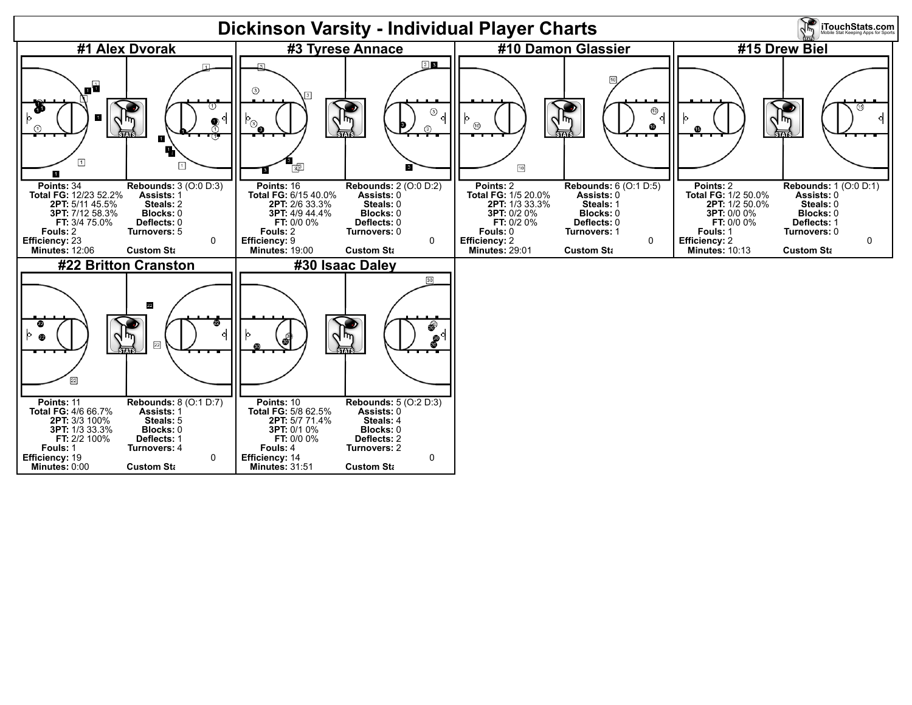# Dickinson Varsity - Individual Player Charts

## #1 Alex Dvorak

| | |
|---|---|
| **Points:** 34 | **Rebounds:** 3 (O:0 D:3) |
| **Total FG:** 12/23 52.2% | **Assists:** 1 |
| **2PT:** 5/11 45.5% | **Steals:** 2 |
| **3PT:** 7/12 58.3% | **Blocks:** 0 |
| **FT:** 3/4 75.0% | **Deflects:** 0 |
| **Fouls:** 2 | **Turnovers:** 5 |
| **Efficiency:** 23 | 0 |
| **Minutes:** 12:06 | **Custom Sta** |

## #3 Tyrese Annace

| | |
|---|---|
| **Points:** 16 | **Rebounds:** 2 (O:0 D:2) |
| **Total FG:** 6/15 40.0% | **Assists:** 0 |
| **2PT:** 2/6 33.3% | **Steals:** 0 |
| **3PT:** 4/9 44.4% | **Blocks:** 0 |
| **FT:** 0/0 0% | **Deflects:** 0 |
| **Fouls:** 2 | **Turnovers:** 0 |
| **Efficiency:** 9 | 0 |
| **Minutes:** 19:00 | **Custom Sta** |

## #10 Damon Glassier

| | |
|---|---|
| **Points:** 2 | **Rebounds:** 6 (O:1 D:5) |
| **Total FG:** 1/5 20.0% | **Assists:** 0 |
| **2PT:** 1/3 33.3% | **Steals:** 1 |
| **3PT:** 0/2 0% | **Blocks:** 0 |
| **FT:** 0/2 0% | **Deflects:** 0 |
| **Fouls:** 0 | **Turnovers:** 1 |
| **Efficiency:** 2 | 0 |
| **Minutes:** 29:01 | **Custom Sta** |

## #15 Drew Biel

| | |
|---|---|
| **Points:** 2 | **Rebounds:** 1 (O:0 D:1) |
| **Total FG:** 1/2 50.0% | **Assists:** 0 |
| **2PT:** 1/2 50.0% | **Steals:** 0 |
| **3PT:** 0/0 0% | **Blocks:** 0 |
| **FT:** 0/0 0% | **Deflects:** 1 |
| **Fouls:** 1 | **Turnovers:** 0 |
| **Efficiency:** 2 | 0 |
| **Minutes:** 10:13 | **Custom Sta** |

## #22 Britton Cranston

| | |
|---|---|
| **Points:** 11 | **Rebounds:** 8 (O:1 D:7) |
| **Total FG:** 4/6 66.7% | **Assists:** 1 |
| **2PT:** 3/3 100% | **Steals:** 5 |
| **3PT:** 1/3 33.3% | **Blocks:** 0 |
| **FT:** 2/2 100% | **Deflects:** 1 |
| **Fouls:** 1 | **Turnovers:** 4 |
| **Efficiency:** 19 | 0 |
| **Minutes:** 0:00 | **Custom Sta** |

## #30 Isaac Daley

| | |
|---|---|
| **Points:** 10 | **Rebounds:** 5 (O:2 D:3) |
| **Total FG:** 5/8 62.5% | **Assists:** 0 |
| **2PT:** 5/7 71.4% | **Steals:** 4 |
| **3PT:** 0/1 0% | **Blocks:** 0 |
| **FT:** 0/0 0% | **Deflects:** 2 |
| **Fouls:** 4 | **Turnovers:** 2 |
| **Efficiency:** 14 | 0 |
| **Minutes:** 31:51 | **Custom Sta** |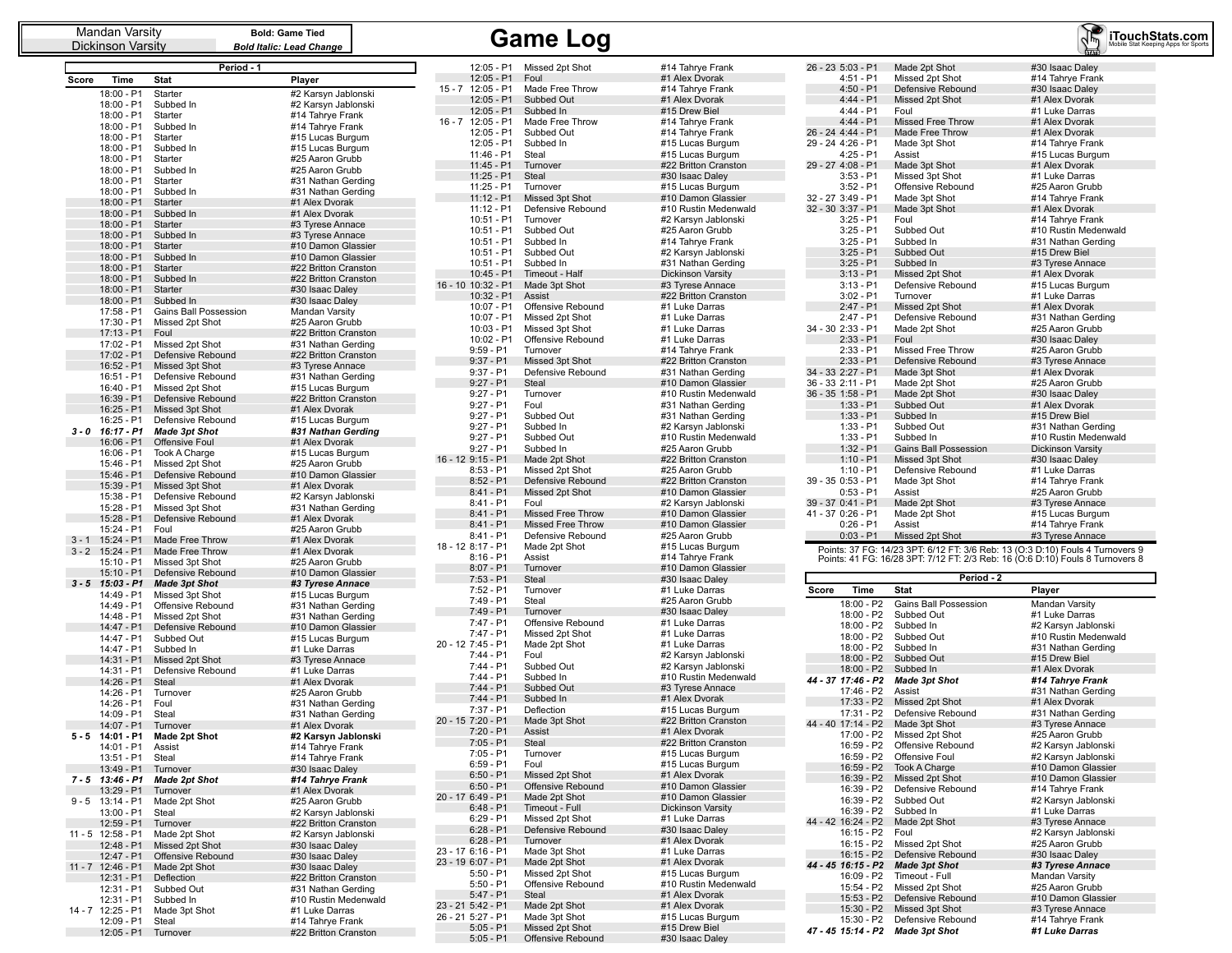Mandan Varsity
Dickinson Varsity

**Bold: Game Tied**
***Bold Italic: Lead Change***

# Game Log

iTouchStats.com — Mobile Stat Keeping Apps for Sports

## Period - 1

| Score | Time | Stat | Player |
|---|---|---|---|
| | 18:00 - P1 | Starter | #2 Karsyn Jablonski |
| | 18:00 - P1 | Subbed In | #2 Karsyn Jablonski |
| | 18:00 - P1 | Starter | #14 Tahrye Frank |
| | 18:00 - P1 | Subbed In | #14 Tahrye Frank |
| | 18:00 - P1 | Starter | #15 Lucas Burgum |
| | 18:00 - P1 | Subbed In | #15 Lucas Burgum |
| | 18:00 - P1 | Starter | #25 Aaron Grubb |
| | 18:00 - P1 | Subbed In | #25 Aaron Grubb |
| | 18:00 - P1 | Starter | #31 Nathan Gerding |
| | 18:00 - P1 | Subbed In | #31 Nathan Gerding |
| | 18:00 - P1 | Starter | #1 Alex Dvorak |
| | 18:00 - P1 | Subbed In | #1 Alex Dvorak |
| | 18:00 - P1 | Starter | #3 Tyrese Annace |
| | 18:00 - P1 | Subbed In | #3 Tyrese Annace |
| | 18:00 - P1 | Starter | #10 Damon Glassier |
| | 18:00 - P1 | Subbed In | #10 Damon Glassier |
| | 18:00 - P1 | Starter | #22 Britton Cranston |
| | 18:00 - P1 | Subbed In | #22 Britton Cranston |
| | 18:00 - P1 | Starter | #30 Isaac Daley |
| | 18:00 - P1 | Subbed In | #30 Isaac Daley |
| | 17:58 - P1 | Gains Ball Possession | Mandan Varsity |
| | 17:30 - P1 | Missed 2pt Shot | #25 Aaron Grubb |
| | 17:13 - P1 | Foul | #22 Britton Cranston |
| | 17:02 - P1 | Missed 2pt Shot | #31 Nathan Gerding |
| | 17:02 - P1 | Defensive Rebound | #22 Britton Cranston |
| | 16:52 - P1 | Missed 3pt Shot | #3 Tyrese Annace |
| | 16:51 - P1 | Defensive Rebound | #31 Nathan Gerding |
| | 16:40 - P1 | Missed 2pt Shot | #15 Lucas Burgum |
| | 16:39 - P1 | Defensive Rebound | #22 Britton Cranston |
| | 16:25 - P1 | Missed 3pt Shot | #1 Alex Dvorak |
| | 16:25 - P1 | Defensive Rebound | #15 Lucas Burgum |
| ***3 - 0*** | ***16:17 - P1*** | ***Made 3pt Shot*** | ***#31 Nathan Gerding*** |
| | 16:06 - P1 | Offensive Foul | #1 Alex Dvorak |
| | 16:06 - P1 | Took A Charge | #15 Lucas Burgum |
| | 15:46 - P1 | Missed 2pt Shot | #25 Aaron Grubb |
| | 15:46 - P1 | Defensive Rebound | #10 Damon Glassier |
| | 15:39 - P1 | Missed 3pt Shot | #1 Alex Dvorak |
| | 15:38 - P1 | Defensive Rebound | #2 Karsyn Jablonski |
| | 15:28 - P1 | Missed 3pt Shot | #31 Nathan Gerding |
| | 15:28 - P1 | Defensive Rebound | #1 Alex Dvorak |
| | 15:24 - P1 | Foul | #25 Aaron Grubb |
| 3 - 1 | 15:24 - P1 | Made Free Throw | #1 Alex Dvorak |
| 3 - 2 | 15:24 - P1 | Made Free Throw | #1 Alex Dvorak |
| | 15:10 - P1 | Missed 3pt Shot | #25 Aaron Grubb |
| | 15:10 - P1 | Defensive Rebound | #10 Damon Glassier |
| ***3 - 5*** | ***15:03 - P1*** | ***Made 3pt Shot*** | ***#3 Tyrese Annace*** |
| | 14:49 - P1 | Missed 3pt Shot | #15 Lucas Burgum |
| | 14:49 - P1 | Offensive Rebound | #31 Nathan Gerding |
| | 14:48 - P1 | Missed 2pt Shot | #31 Nathan Gerding |
| | 14:47 - P1 | Defensive Rebound | #10 Damon Glassier |
| | 14:47 - P1 | Subbed Out | #15 Lucas Burgum |
| | 14:47 - P1 | Subbed In | #1 Luke Darras |
| | 14:31 - P1 | Missed 2pt Shot | #3 Tyrese Annace |
| | 14:31 - P1 | Defensive Rebound | #1 Luke Darras |
| | 14:26 - P1 | Steal | #1 Alex Dvorak |
| | 14:26 - P1 | Turnover | #25 Aaron Grubb |
| | 14:26 - P1 | Foul | #31 Nathan Gerding |
| | 14:09 - P1 | Steal | #31 Nathan Gerding |
| | 14:07 - P1 | Turnover | #1 Alex Dvorak |
| **5 - 5** | **14:01 - P1** | **Made 2pt Shot** | **#2 Karsyn Jablonski** |
| | 14:01 - P1 | Assist | #14 Tahrye Frank |
| | 13:51 - P1 | Steal | #14 Tahrye Frank |
| | 13:49 - P1 | Turnover | #30 Isaac Daley |
| ***7 - 5*** | ***13:46 - P1*** | ***Made 2pt Shot*** | ***#14 Tahrye Frank*** |
| | 13:29 - P1 | Turnover | #1 Alex Dvorak |
| 9 - 5 | 13:14 - P1 | Made 2pt Shot | #25 Aaron Grubb |
| | 13:00 - P1 | Steal | #2 Karsyn Jablonski |
| | 12:59 - P1 | Turnover | #22 Britton Cranston |
| 11 - 5 | 12:58 - P1 | Made 2pt Shot | #2 Karsyn Jablonski |
| | 12:48 - P1 | Missed 2pt Shot | #30 Isaac Daley |
| | 12:47 - P1 | Offensive Rebound | #30 Isaac Daley |
| 11 - 7 | 12:46 - P1 | Made 2pt Shot | #30 Isaac Daley |
| | 12:31 - P1 | Deflection | #22 Britton Cranston |
| | 12:31 - P1 | Subbed Out | #31 Nathan Gerding |
| | 12:31 - P1 | Subbed In | #10 Rustin Medenwald |
| 14 - 7 | 12:25 - P1 | Made 3pt Shot | #1 Luke Darras |
| | 12:09 - P1 | Steal | #14 Tahrye Frank |
| | 12:05 - P1 | Turnover | #22 Britton Cranston |
| | 12:05 - P1 | Missed 2pt Shot | #14 Tahrye Frank |
| | 12:05 - P1 | Foul | #1 Alex Dvorak |
| 15 - 7 | 12:05 - P1 | Made Free Throw | #14 Tahrye Frank |
| | 12:05 - P1 | Subbed Out | #1 Alex Dvorak |
| | 12:05 - P1 | Subbed In | #15 Drew Biel |
| 16 - 7 | 12:05 - P1 | Made Free Throw | #14 Tahrye Frank |
| | 12:05 - P1 | Subbed Out | #14 Tahrye Frank |
| | 12:05 - P1 | Subbed In | #15 Lucas Burgum |
| | 11:46 - P1 | Steal | #15 Lucas Burgum |
| | 11:45 - P1 | Turnover | #22 Britton Cranston |
| | 11:25 - P1 | Steal | #30 Isaac Daley |
| | 11:25 - P1 | Turnover | #15 Lucas Burgum |
| | 11:12 - P1 | Missed 3pt Shot | #10 Damon Glassier |
| | 11:12 - P1 | Defensive Rebound | #10 Rustin Medenwald |
| | 10:51 - P1 | Turnover | #2 Karsyn Jablonski |
| | 10:51 - P1 | Subbed Out | #25 Aaron Grubb |
| | 10:51 - P1 | Subbed In | #14 Tahrye Frank |
| | 10:51 - P1 | Subbed Out | #2 Karsyn Jablonski |
| | 10:51 - P1 | Subbed In | #31 Nathan Gerding |
| | 10:45 - P1 | Timeout - Half | Dickinson Varsity |
| 16 - 10 | 10:32 - P1 | Made 3pt Shot | #3 Tyrese Annace |
| | 10:32 - P1 | Assist | #22 Britton Cranston |
| | 10:07 - P1 | Offensive Rebound | #1 Luke Darras |
| | 10:07 - P1 | Missed 2pt Shot | #1 Luke Darras |
| | 10:03 - P1 | Missed 3pt Shot | #1 Luke Darras |
| | 10:02 - P1 | Offensive Rebound | #1 Luke Darras |
| | 9:59 - P1 | Turnover | #14 Tahrye Frank |
| | 9:37 - P1 | Missed 3pt Shot | #22 Britton Cranston |
| | 9:37 - P1 | Defensive Rebound | #31 Nathan Gerding |
| | 9:27 - P1 | Steal | #10 Damon Glassier |
| | 9:27 - P1 | Turnover | #10 Rustin Medenwald |
| | 9:27 - P1 | Foul | #31 Nathan Gerding |
| | 9:27 - P1 | Subbed Out | #31 Nathan Gerding |
| | 9:27 - P1 | Subbed In | #2 Karsyn Jablonski |
| | 9:27 - P1 | Subbed Out | #10 Rustin Medenwald |
| | 9:27 - P1 | Subbed In | #25 Aaron Grubb |
| 16 - 12 | 9:15 - P1 | Made 2pt Shot | #22 Britton Cranston |
| | 8:53 - P1 | Missed 2pt Shot | #25 Aaron Grubb |
| | 8:52 - P1 | Defensive Rebound | #22 Britton Cranston |
| | 8:41 - P1 | Missed 2pt Shot | #10 Damon Glassier |
| | 8:41 - P1 | Foul | #2 Karsyn Jablonski |
| | 8:41 - P1 | Missed Free Throw | #10 Damon Glassier |
| | 8:41 - P1 | Missed Free Throw | #10 Damon Glassier |
| | 8:41 - P1 | Defensive Rebound | #25 Aaron Grubb |
| 18 - 12 | 8:17 - P1 | Made 2pt Shot | #15 Lucas Burgum |
| | 8:16 - P1 | Assist | #14 Tahrye Frank |
| | 8:07 - P1 | Turnover | #10 Damon Glassier |
| | 7:53 - P1 | Steal | #30 Isaac Daley |
| | 7:52 - P1 | Turnover | #1 Luke Darras |
| | 7:49 - P1 | Steal | #25 Aaron Grubb |
| | 7:49 - P1 | Turnover | #30 Isaac Daley |
| | 7:47 - P1 | Offensive Rebound | #1 Luke Darras |
| | 7:47 - P1 | Missed 2pt Shot | #1 Luke Darras |
| 20 - 12 | 7:45 - P1 | Made 2pt Shot | #1 Luke Darras |
| | 7:44 - P1 | Foul | #2 Karsyn Jablonski |
| | 7:44 - P1 | Subbed Out | #2 Karsyn Jablonski |
| | 7:44 - P1 | Subbed In | #10 Rustin Medenwald |
| | 7:44 - P1 | Subbed Out | #3 Tyrese Annace |
| | 7:44 - P1 | Subbed In | #1 Alex Dvorak |
| | 7:37 - P1 | Deflection | #15 Lucas Burgum |
| 20 - 15 | 7:20 - P1 | Made 3pt Shot | #22 Britton Cranston |
| | 7:20 - P1 | Assist | #1 Alex Dvorak |
| | 7:05 - P1 | Steal | #22 Britton Cranston |
| | 7:05 - P1 | Turnover | #15 Lucas Burgum |
| | 6:59 - P1 | Foul | #15 Lucas Burgum |
| | 6:50 - P1 | Missed 2pt Shot | #1 Alex Dvorak |
| | 6:50 - P1 | Offensive Rebound | #10 Damon Glassier |
| 20 - 17 | 6:49 - P1 | Made 2pt Shot | #10 Damon Glassier |
| | 6:48 - P1 | Timeout - Full | Dickinson Varsity |
| | 6:29 - P1 | Missed 2pt Shot | #1 Luke Darras |
| | 6:28 - P1 | Defensive Rebound | #30 Isaac Daley |
| | 6:28 - P1 | Turnover | #1 Alex Dvorak |
| 23 - 17 | 6:16 - P1 | Made 3pt Shot | #1 Luke Darras |
| 23 - 19 | 6:07 - P1 | Made 2pt Shot | #1 Alex Dvorak |
| | 5:50 - P1 | Missed 2pt Shot | #15 Lucas Burgum |
| | 5:50 - P1 | Offensive Rebound | #10 Rustin Medenwald |
| | 5:47 - P1 | Steal | #1 Alex Dvorak |
| 23 - 21 | 5:42 - P1 | Made 2pt Shot | #1 Alex Dvorak |
| 26 - 21 | 5:27 - P1 | Made 3pt Shot | #15 Lucas Burgum |
| | 5:05 - P1 | Missed 2pt Shot | #15 Drew Biel |
| | 5:05 - P1 | Offensive Rebound | #30 Isaac Daley |
| 26 - 23 | 5:03 - P1 | Made 2pt Shot | #30 Isaac Daley |
| | 4:51 - P1 | Missed 2pt Shot | #14 Tahrye Frank |
| | 4:50 - P1 | Defensive Rebound | #30 Isaac Daley |
| | 4:44 - P1 | Missed 2pt Shot | #1 Alex Dvorak |
| | 4:44 - P1 | Foul | #1 Luke Darras |
| | 4:44 - P1 | Missed Free Throw | #1 Alex Dvorak |
| 26 - 24 | 4:44 - P1 | Made Free Throw | #1 Alex Dvorak |
| 29 - 24 | 4:26 - P1 | Made 3pt Shot | #14 Tahrye Frank |
| | 4:25 - P1 | Assist | #15 Lucas Burgum |
| 29 - 27 | 4:08 - P1 | Made 3pt Shot | #1 Alex Dvorak |
| | 3:53 - P1 | Missed 3pt Shot | #1 Luke Darras |
| | 3:52 - P1 | Offensive Rebound | #25 Aaron Grubb |
| 32 - 27 | 3:49 - P1 | Made 3pt Shot | #14 Tahrye Frank |
| 32 - 30 | 3:37 - P1 | Made 3pt Shot | #1 Alex Dvorak |
| | 3:25 - P1 | Foul | #14 Tahrye Frank |
| | 3:25 - P1 | Subbed Out | #10 Rustin Medenwald |
| | 3:25 - P1 | Subbed In | #31 Nathan Gerding |
| | 3:25 - P1 | Subbed Out | #15 Drew Biel |
| | 3:25 - P1 | Subbed In | #3 Tyrese Annace |
| | 3:13 - P1 | Missed 2pt Shot | #1 Alex Dvorak |
| | 3:13 - P1 | Defensive Rebound | #15 Lucas Burgum |
| | 3:02 - P1 | Turnover | #1 Luke Darras |
| | 2:47 - P1 | Missed 2pt Shot | #1 Alex Dvorak |
| | 2:47 - P1 | Defensive Rebound | #31 Nathan Gerding |
| 34 - 30 | 2:33 - P1 | Made 2pt Shot | #25 Aaron Grubb |
| | 2:33 - P1 | Foul | #30 Isaac Daley |
| | 2:33 - P1 | Missed Free Throw | #25 Aaron Grubb |
| | 2:33 - P1 | Defensive Rebound | #3 Tyrese Annace |
| 34 - 33 | 2:27 - P1 | Made 3pt Shot | #1 Alex Dvorak |
| 36 - 33 | 2:11 - P1 | Made 2pt Shot | #25 Aaron Grubb |
| 36 - 35 | 1:58 - P1 | Made 2pt Shot | #30 Isaac Daley |
| | 1:33 - P1 | Subbed Out | #1 Alex Dvorak |
| | 1:33 - P1 | Subbed In | #15 Drew Biel |
| | 1:33 - P1 | Subbed Out | #31 Nathan Gerding |
| | 1:33 - P1 | Subbed In | #10 Rustin Medenwald |
| | 1:32 - P1 | Gains Ball Possession | Dickinson Varsity |
| | 1:10 - P1 | Missed 3pt Shot | #30 Isaac Daley |
| | 1:10 - P1 | Defensive Rebound | #1 Luke Darras |
| 39 - 35 | 0:53 - P1 | Made 3pt Shot | #14 Tahrye Frank |
| | 0:53 - P1 | Assist | #25 Aaron Grubb |
| 39 - 37 | 0:41 - P1 | Made 2pt Shot | #3 Tyrese Annace |
| 41 - 37 | 0:26 - P1 | Made 2pt Shot | #15 Lucas Burgum |
| | 0:26 - P1 | Assist | #14 Tahrye Frank |
| | 0:03 - P1 | Missed 2pt Shot | #3 Tyrese Annace |

Points: 37 FG: 14/23 3PT: 6/12 FT: 3/6 Reb: 13 (O:3 D:10) Fouls 4 Turnovers 9
Points: 41 FG: 16/28 3PT: 7/12 FT: 2/3 Reb: 16 (O:6 D:10) Fouls 8 Turnovers 8

## Period - 2

| Score | Time | Stat | Player |
|---|---|---|---|
| | 18:00 - P2 | Gains Ball Possession | Mandan Varsity |
| | 18:00 - P2 | Subbed Out | #1 Luke Darras |
| | 18:00 - P2 | Subbed In | #2 Karsyn Jablonski |
| | 18:00 - P2 | Subbed Out | #10 Rustin Medenwald |
| | 18:00 - P2 | Subbed In | #31 Nathan Gerding |
| | 18:00 - P2 | Subbed Out | #15 Drew Biel |
| | 18:00 - P2 | Subbed In | #1 Alex Dvorak |
| ***44 - 37*** | ***17:46 - P2*** | ***Made 3pt Shot*** | ***#14 Tahrye Frank*** |
| | 17:46 - P2 | Assist | #31 Nathan Gerding |
| | 17:33 - P2 | Missed 2pt Shot | #1 Alex Dvorak |
| | 17:31 - P2 | Defensive Rebound | #31 Nathan Gerding |
| 44 - 40 | 17:14 - P2 | Made 3pt Shot | #3 Tyrese Annace |
| | 17:00 - P2 | Missed 2pt Shot | #25 Aaron Grubb |
| | 16:59 - P2 | Offensive Rebound | #2 Karsyn Jablonski |
| | 16:59 - P2 | Offensive Foul | #2 Karsyn Jablonski |
| | 16:59 - P2 | Took A Charge | #10 Damon Glassier |
| | 16:39 - P2 | Missed 2pt Shot | #10 Damon Glassier |
| | 16:39 - P2 | Defensive Rebound | #14 Tahrye Frank |
| | 16:39 - P2 | Subbed Out | #2 Karsyn Jablonski |
| | 16:39 - P2 | Subbed In | #1 Luke Darras |
| 44 - 42 | 16:24 - P2 | Made 2pt Shot | #3 Tyrese Annace |
| | 16:15 - P2 | Foul | #2 Karsyn Jablonski |
| | 16:15 - P2 | Missed 2pt Shot | #25 Aaron Grubb |
| | 16:15 - P2 | Defensive Rebound | #30 Isaac Daley |
| ***44 - 45*** | ***16:15 - P2*** | ***Made 3pt Shot*** | ***#3 Tyrese Annace*** |
| | 16:09 - P2 | Timeout - Full | Mandan Varsity |
| | 15:54 - P2 | Missed 2pt Shot | #25 Aaron Grubb |
| | 15:53 - P2 | Defensive Rebound | #10 Damon Glassier |
| | 15:30 - P2 | Missed 3pt Shot | #3 Tyrese Annace |
| | 15:30 - P2 | Defensive Rebound | #14 Tahrye Frank |
| ***47 - 45*** | ***15:14 - P2*** | ***Made 3pt Shot*** | ***#1 Luke Darras*** |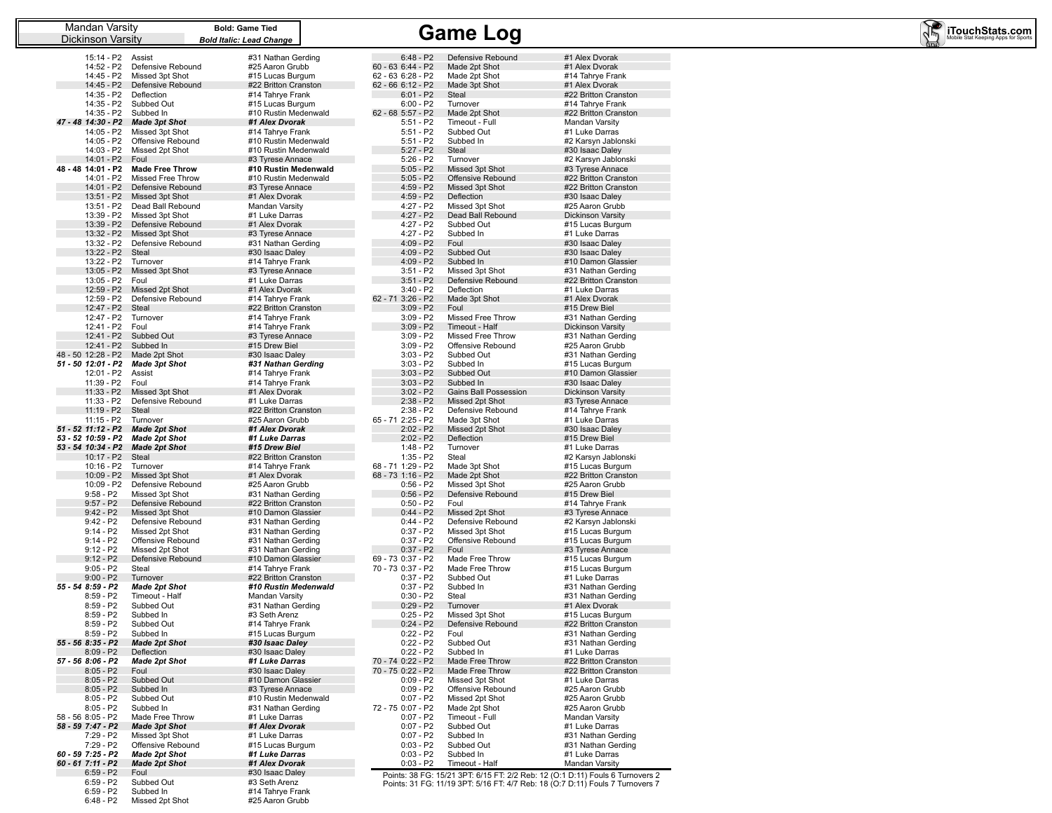Mandan Varsity
Dickinson Varsity

**Bold: Game Tied**
***Bold Italic: Lead Change***

# Game Log

| Score | Time | Action | Player |
|---|---|---|---|
| | 15:14 - P2 | Assist | #31 Nathan Gerding |
| | 14:52 - P2 | Defensive Rebound | #25 Aaron Grubb |
| | 14:45 - P2 | Missed 3pt Shot | #15 Lucas Burgum |
| | 14:45 - P2 | Defensive Rebound | #22 Britton Cranston |
| | 14:35 - P2 | Deflection | #14 Tahrye Frank |
| | 14:35 - P2 | Subbed Out | #15 Lucas Burgum |
| | 14:35 - P2 | Subbed In | #10 Rustin Medenwald |
| ***47 - 48*** | ***14:30 - P2*** | ***Made 3pt Shot*** | ***#1 Alex Dvorak*** |
| | 14:05 - P2 | Missed 3pt Shot | #14 Tahrye Frank |
| | 14:05 - P2 | Offensive Rebound | #10 Rustin Medenwald |
| | 14:03 - P2 | Missed 2pt Shot | #10 Rustin Medenwald |
| | 14:01 - P2 | Foul | #3 Tyrese Annace |
| **48 - 48** | **14:01 - P2** | **Made Free Throw** | **#10 Rustin Medenwald** |
| | 14:01 - P2 | Missed Free Throw | #10 Rustin Medenwald |
| | 14:01 - P2 | Defensive Rebound | #3 Tyrese Annace |
| | 13:51 - P2 | Missed 3pt Shot | #1 Alex Dvorak |
| | 13:51 - P2 | Dead Ball Rebound | Mandan Varsity |
| | 13:39 - P2 | Missed 3pt Shot | #1 Luke Darras |
| | 13:39 - P2 | Defensive Rebound | #1 Alex Dvorak |
| | 13:32 - P2 | Missed 3pt Shot | #3 Tyrese Annace |
| | 13:32 - P2 | Defensive Rebound | #31 Nathan Gerding |
| | 13:22 - P2 | Steal | #30 Isaac Daley |
| | 13:22 - P2 | Turnover | #14 Tahrye Frank |
| | 13:05 - P2 | Missed 3pt Shot | #3 Tyrese Annace |
| | 13:05 - P2 | Foul | #1 Luke Darras |
| | 12:59 - P2 | Missed 2pt Shot | #1 Alex Dvorak |
| | 12:59 - P2 | Defensive Rebound | #14 Tahrye Frank |
| | 12:47 - P2 | Steal | #22 Britton Cranston |
| | 12:47 - P2 | Turnover | #14 Tahrye Frank |
| | 12:41 - P2 | Foul | #14 Tahrye Frank |
| | 12:41 - P2 | Subbed Out | #3 Tyrese Annace |
| | 12:41 - P2 | Subbed In | #15 Drew Biel |
| 48 - 50 | 12:28 - P2 | Made 2pt Shot | #30 Isaac Daley |
| ***51 - 50*** | ***12:01 - P2*** | ***Made 3pt Shot*** | ***#31 Nathan Gerding*** |
| | 12:01 - P2 | Assist | #14 Tahrye Frank |
| | 11:39 - P2 | Foul | #14 Tahrye Frank |
| | 11:33 - P2 | Missed 3pt Shot | #1 Alex Dvorak |
| | 11:33 - P2 | Defensive Rebound | #1 Luke Darras |
| | 11:19 - P2 | Steal | #22 Britton Cranston |
| | 11:15 - P2 | Turnover | #25 Aaron Grubb |
| ***51 - 52*** | ***11:12 - P2*** | ***Made 2pt Shot*** | ***#1 Alex Dvorak*** |
| ***53 - 52*** | ***10:59 - P2*** | ***Made 2pt Shot*** | ***#1 Luke Darras*** |
| ***53 - 54*** | ***10:34 - P2*** | ***Made 2pt Shot*** | ***#15 Drew Biel*** |
| | 10:17 - P2 | Steal | #22 Britton Cranston |
| | 10:16 - P2 | Turnover | #14 Tahrye Frank |
| | 10:09 - P2 | Missed 3pt Shot | #1 Alex Dvorak |
| | 10:09 - P2 | Defensive Rebound | #25 Aaron Grubb |
| | 9:58 - P2 | Missed 3pt Shot | #31 Nathan Gerding |
| | 9:57 - P2 | Defensive Rebound | #22 Britton Cranston |
| | 9:42 - P2 | Missed 3pt Shot | #10 Damon Glassier |
| | 9:42 - P2 | Defensive Rebound | #31 Nathan Gerding |
| | 9:14 - P2 | Missed 2pt Shot | #31 Nathan Gerding |
| | 9:14 - P2 | Offensive Rebound | #31 Nathan Gerding |
| | 9:12 - P2 | Missed 2pt Shot | #31 Nathan Gerding |
| | 9:12 - P2 | Defensive Rebound | #10 Damon Glassier |
| | 9:05 - P2 | Steal | #14 Tahrye Frank |
| | 9:00 - P2 | Turnover | #22 Britton Cranston |
| ***55 - 54*** | ***8:59 - P2*** | ***Made 2pt Shot*** | ***#10 Rustin Medenwald*** |
| | 8:59 - P2 | Timeout - Half | Mandan Varsity |
| | 8:59 - P2 | Subbed Out | #31 Nathan Gerding |
| | 8:59 - P2 | Subbed In | #3 Seth Arenz |
| | 8:59 - P2 | Subbed Out | #14 Tahrye Frank |
| | 8:59 - P2 | Subbed In | #15 Lucas Burgum |
| ***55 - 56*** | ***8:35 - P2*** | ***Made 2pt Shot*** | ***#30 Isaac Daley*** |
| | 8:09 - P2 | Deflection | #30 Isaac Daley |
| ***57 - 56*** | ***8:06 - P2*** | ***Made 2pt Shot*** | ***#1 Luke Darras*** |
| | 8:05 - P2 | Foul | #30 Isaac Daley |
| | 8:05 - P2 | Subbed Out | #10 Damon Glassier |
| | 8:05 - P2 | Subbed In | #3 Tyrese Annace |
| | 8:05 - P2 | Subbed Out | #10 Rustin Medenwald |
| | 8:05 - P2 | Subbed In | #31 Nathan Gerding |
| 58 - 56 | 8:05 - P2 | Made Free Throw | #1 Luke Darras |
| ***58 - 59*** | ***7:47 - P2*** | ***Made 3pt Shot*** | ***#1 Alex Dvorak*** |
| | 7:29 - P2 | Missed 3pt Shot | #1 Luke Darras |
| | 7:29 - P2 | Offensive Rebound | #15 Lucas Burgum |
| ***60 - 59*** | ***7:25 - P2*** | ***Made 2pt Shot*** | ***#1 Luke Darras*** |
| ***60 - 61*** | ***7:11 - P2*** | ***Made 2pt Shot*** | ***#1 Alex Dvorak*** |
| | 6:59 - P2 | Foul | #30 Isaac Daley |
| | 6:59 - P2 | Subbed Out | #3 Seth Arenz |
| | 6:59 - P2 | Subbed In | #14 Tahrye Frank |
| | 6:48 - P2 | Missed 2pt Shot | #25 Aaron Grubb |
| | 6:48 - P2 | Defensive Rebound | #1 Alex Dvorak |
| 60 - 63 | 6:44 - P2 | Made 2pt Shot | #1 Alex Dvorak |
| 62 - 63 | 6:28 - P2 | Made 2pt Shot | #14 Tahrye Frank |
| 62 - 66 | 6:12 - P2 | Made 3pt Shot | #1 Alex Dvorak |
| | 6:01 - P2 | Steal | #22 Britton Cranston |
| | 6:00 - P2 | Turnover | #14 Tahrye Frank |
| 62 - 68 | 5:57 - P2 | Made 2pt Shot | #22 Britton Cranston |
| | 5:51 - P2 | Timeout - Full | Mandan Varsity |
| | 5:51 - P2 | Subbed Out | #1 Luke Darras |
| | 5:51 - P2 | Subbed In | #2 Karsyn Jablonski |
| | 5:27 - P2 | Steal | #30 Isaac Daley |
| | 5:26 - P2 | Turnover | #2 Karsyn Jablonski |
| | 5:05 - P2 | Missed 3pt Shot | #3 Tyrese Annace |
| | 5:05 - P2 | Offensive Rebound | #22 Britton Cranston |
| | 4:59 - P2 | Missed 3pt Shot | #22 Britton Cranston |
| | 4:59 - P2 | Deflection | #30 Isaac Daley |
| | 4:27 - P2 | Missed 3pt Shot | #25 Aaron Grubb |
| | 4:27 - P2 | Dead Ball Rebound | Dickinson Varsity |
| | 4:27 - P2 | Subbed Out | #15 Lucas Burgum |
| | 4:27 - P2 | Subbed In | #1 Luke Darras |
| | 4:09 - P2 | Foul | #30 Isaac Daley |
| | 4:09 - P2 | Subbed Out | #30 Isaac Daley |
| | 4:09 - P2 | Subbed In | #10 Damon Glassier |
| | 3:51 - P2 | Missed 3pt Shot | #31 Nathan Gerding |
| | 3:51 - P2 | Defensive Rebound | #22 Britton Cranston |
| | 3:40 - P2 | Deflection | #1 Luke Darras |
| 62 - 71 | 3:26 - P2 | Made 3pt Shot | #1 Alex Dvorak |
| | 3:09 - P2 | Foul | #15 Drew Biel |
| | 3:09 - P2 | Missed Free Throw | #31 Nathan Gerding |
| | 3:09 - P2 | Timeout - Half | Dickinson Varsity |
| | 3:09 - P2 | Missed Free Throw | #31 Nathan Gerding |
| | 3:09 - P2 | Offensive Rebound | #25 Aaron Grubb |
| | 3:03 - P2 | Subbed Out | #31 Nathan Gerding |
| | 3:03 - P2 | Subbed In | #15 Lucas Burgum |
| | 3:03 - P2 | Subbed Out | #10 Damon Glassier |
| | 3:03 - P2 | Subbed In | #30 Isaac Daley |
| | 3:02 - P2 | Gains Ball Possession | Dickinson Varsity |
| | 2:38 - P2 | Missed 2pt Shot | #3 Tyrese Annace |
| | 2:38 - P2 | Defensive Rebound | #14 Tahrye Frank |
| 65 - 71 | 2:25 - P2 | Made 3pt Shot | #1 Luke Darras |
| | 2:02 - P2 | Missed 2pt Shot | #30 Isaac Daley |
| | 2:02 - P2 | Deflection | #15 Drew Biel |
| | 1:48 - P2 | Turnover | #1 Luke Darras |
| | 1:35 - P2 | Steal | #2 Karsyn Jablonski |
| 68 - 71 | 1:29 - P2 | Made 3pt Shot | #15 Lucas Burgum |
| 68 - 73 | 1:16 - P2 | Made 2pt Shot | #22 Britton Cranston |
| | 0:56 - P2 | Missed 3pt Shot | #25 Aaron Grubb |
| | 0:56 - P2 | Defensive Rebound | #15 Drew Biel |
| | 0:50 - P2 | Foul | #14 Tahrye Frank |
| | 0:44 - P2 | Missed 2pt Shot | #3 Tyrese Annace |
| | 0:44 - P2 | Defensive Rebound | #2 Karsyn Jablonski |
| | 0:37 - P2 | Missed 3pt Shot | #15 Lucas Burgum |
| | 0:37 - P2 | Offensive Rebound | #15 Lucas Burgum |
| | 0:37 - P2 | Foul | #3 Tyrese Annace |
| 69 - 73 | 0:37 - P2 | Made Free Throw | #15 Lucas Burgum |
| 70 - 73 | 0:37 - P2 | Made Free Throw | #15 Lucas Burgum |
| | 0:37 - P2 | Subbed Out | #1 Luke Darras |
| | 0:37 - P2 | Subbed In | #31 Nathan Gerding |
| | 0:30 - P2 | Steal | #31 Nathan Gerding |
| | 0:29 - P2 | Turnover | #1 Alex Dvorak |
| | 0:25 - P2 | Missed 3pt Shot | #15 Lucas Burgum |
| | 0:24 - P2 | Defensive Rebound | #22 Britton Cranston |
| | 0:22 - P2 | Foul | #31 Nathan Gerding |
| | 0:22 - P2 | Subbed Out | #31 Nathan Gerding |
| | 0:22 - P2 | Subbed In | #1 Luke Darras |
| 70 - 74 | 0:22 - P2 | Made Free Throw | #22 Britton Cranston |
| 70 - 75 | 0:22 - P2 | Made Free Throw | #22 Britton Cranston |
| | 0:09 - P2 | Missed 3pt Shot | #1 Luke Darras |
| | 0:09 - P2 | Offensive Rebound | #25 Aaron Grubb |
| | 0:07 - P2 | Missed 2pt Shot | #25 Aaron Grubb |
| 72 - 75 | 0:07 - P2 | Made 2pt Shot | #25 Aaron Grubb |
| | 0:07 - P2 | Timeout - Full | Mandan Varsity |
| | 0:07 - P2 | Subbed Out | #1 Luke Darras |
| | 0:07 - P2 | Subbed In | #31 Nathan Gerding |
| | 0:03 - P2 | Subbed Out | #31 Nathan Gerding |
| | 0:03 - P2 | Subbed In | #1 Luke Darras |
| | 0:03 - P2 | Timeout - Half | Mandan Varsity |

Points: 38 FG: 15/21 3PT: 6/15 FT: 2/2 Reb: 12 (O:1 D:11) Fouls 6 Turnovers 2
Points: 31 FG: 11/19 3PT: 5/16 FT: 4/7 Reb: 18 (O:7 D:11) Fouls 7 Turnovers 7